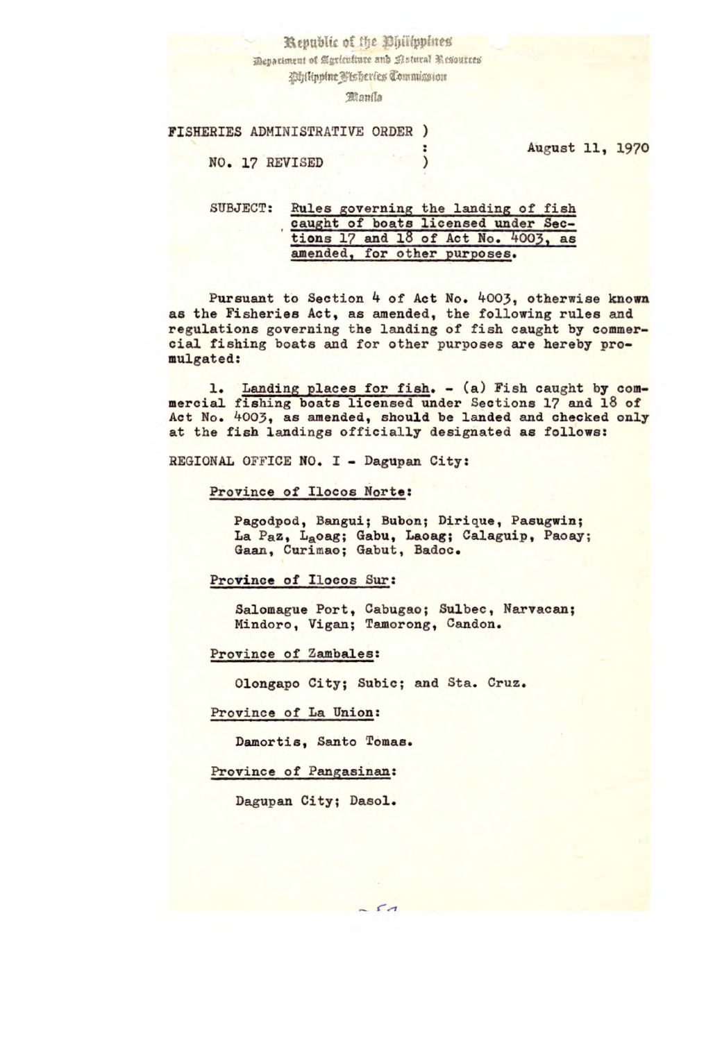Republic of the Philippines
Department of Agriculture and Natural Resources
Philippine Fisheries Commission
Manila

FISHERIES ADMINISTRATIVE ORDER )
: August 11, 1970
NO. 17 REVISED )

SUBJECT: Rules governing the landing of fish caught of boats licensed under Sections 17 and 18 of Act No. 4003, as amended, for other purposes.

Pursuant to Section 4 of Act No. 4003, otherwise known as the Fisheries Act, as amended, the following rules and regulations governing the landing of fish caught by commercial fishing boats and for other purposes are hereby promulgated:

1. Landing places for fish. - (a) Fish caught by commercial fishing boats licensed under Sections 17 and 18 of Act No. 4003, as amended, should be landed and checked only at the fish landings officially designated as follows:

REGIONAL OFFICE NO. I - Dagupan City:

Province of Ilocos Norte:

Pagodpod, Bangui; Bubon; Dirique, Pasugwin; La Paz, Laoag; Gabu, Laoag; Calaguip, Paoay; Gaan, Curimao; Gabut, Badoc.

Province of Ilocos Sur:

Salomague Port, Cabugao; Sulbec, Narvacan; Mindoro, Vigan; Tamorong, Candon.

Province of Zambales:

Olongapo City; Subic; and Sta. Cruz.

Province of La Union:

Damortis, Santo Tomas.

Province of Pangasinan:

Dagupan City; Dasol.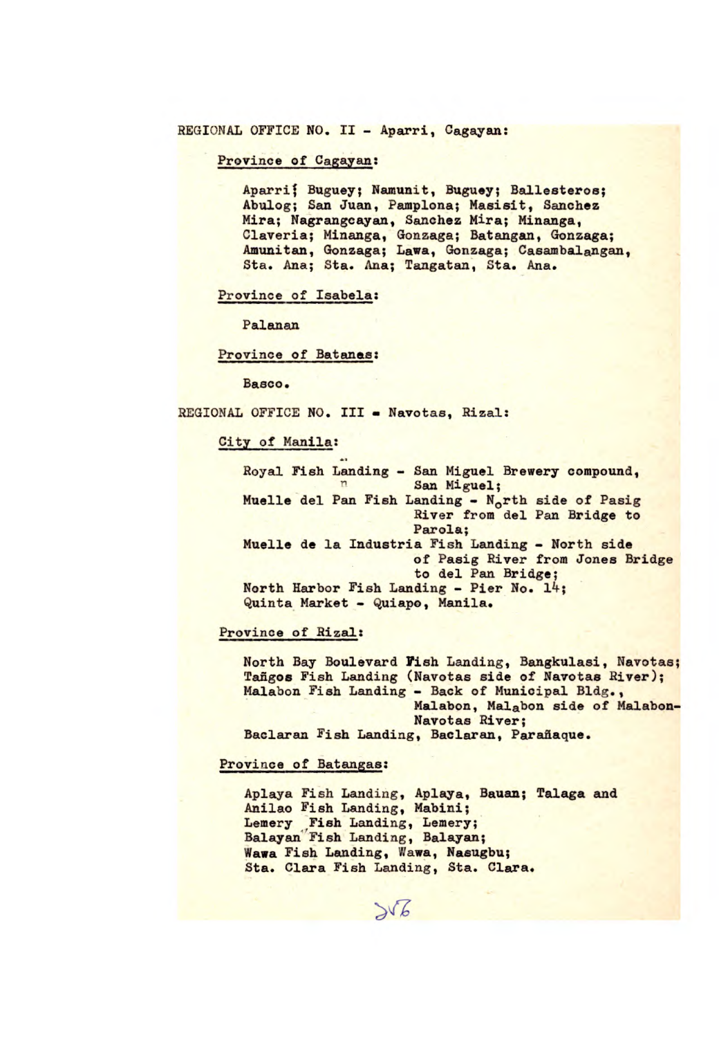REGIONAL OFFICE NO. II - Aparri, Cagayan:

Province of Cagayan:

Aparri; Buguey; Namunit, Buguey; Ballesteros; Abulog; San Juan, Pamplona; Masisit, Sanchez Mira; Nagrangcayan, Sanchez Mira; Minanga, Claveria; Minanga, Gonzaga; Batangan, Gonzaga; Amunitan, Gonzaga; Lawa, Gonzaga; Casambalangan, Sta. Ana; Sta. Ana; Tangatan, Sta. Ana.

Province of Isabela:

Palanan

Province of Batanes:

Basco.

REGIONAL OFFICE NO. III - Navotas, Rizal:

City of Manila:

Royal Fish Landing - San Miguel Brewery compound, San Miguel;
Muelle del Pan Fish Landing - North side of Pasig River from del Pan Bridge to Parola;
Muelle de la Industria Fish Landing - North side of Pasig River from Jones Bridge to del Pan Bridge;
North Harbor Fish Landing - Pier No. 14;
Quinta Market - Quiapo, Manila.

Province of Rizal:

North Bay Boulevard Fish Landing, Bangkulasi, Navotas;
Tañgos Fish Landing (Navotas side of Navotas River);
Malabon Fish Landing - Back of Municipal Bldg., Malabon, Malabon side of Malabon-Navotas River;
Baclaran Fish Landing, Baclaran, Parañaque.

Province of Batangas:

Aplaya Fish Landing, Aplaya, Bauan; Talaga and Anilao Fish Landing, Mabini;
Lemery Fish Landing, Lemery;
Balayan Fish Landing, Balayan;
Wawa Fish Landing, Wawa, Nasugbu;
Sta. Clara Fish Landing, Sta. Clara.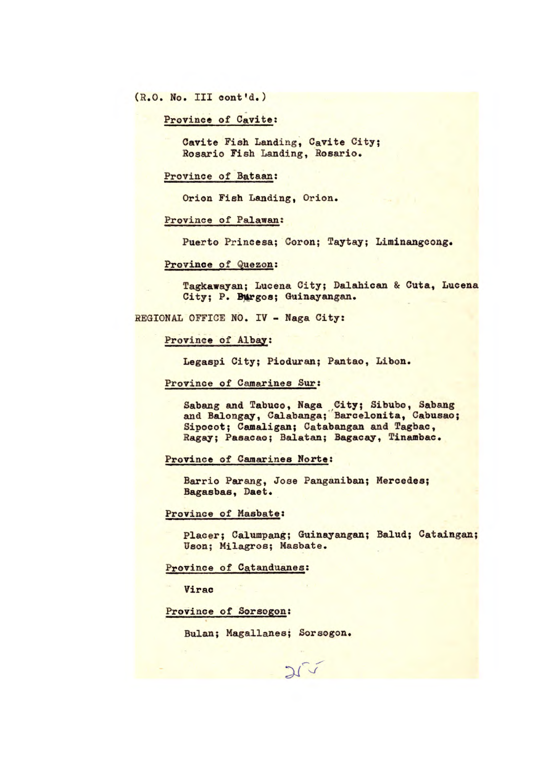(R.O. No. III cont'd.)

Province of Cavite:

Cavite Fish Landing, Cavite City;
Rosario Fish Landing, Rosario.

Province of Bataan:

Orion Fish Landing, Orion.

Province of Palawan:

Puerto Princesa; Coron; Taytay; Liminangcong.

Province of Quezon:

Tagkawayan; Lucena City; Dalahican & Cuta, Lucena City; P. Burgos; Guinayangan.

REGIONAL OFFICE NO. IV - Naga City:

Province of Albay:

Legaspi City; Pioduran; Pantao, Libon.

Province of Camarines Sur:

Sabang and Tabuco, Naga City; Sibubo, Sabang and Balongay, Calabanga; Barcelonita, Cabusao; Sipocot; Camaligan; Catabangan and Tagbac, Ragay; Pasacao; Balatan; Bagacay, Tinambac.

Province of Camarines Norte:

Barrio Parang, Jose Panganiban; Mercedes; Bagasbas, Daet.

Province of Masbate:

Placer; Calumpang; Guinayangan; Balud; Cataingan; Uson; Milagros; Masbate.

Province of Catanduanes:

Virac

Province of Sorsogon:

Bulan; Magallanes; Sorsogon.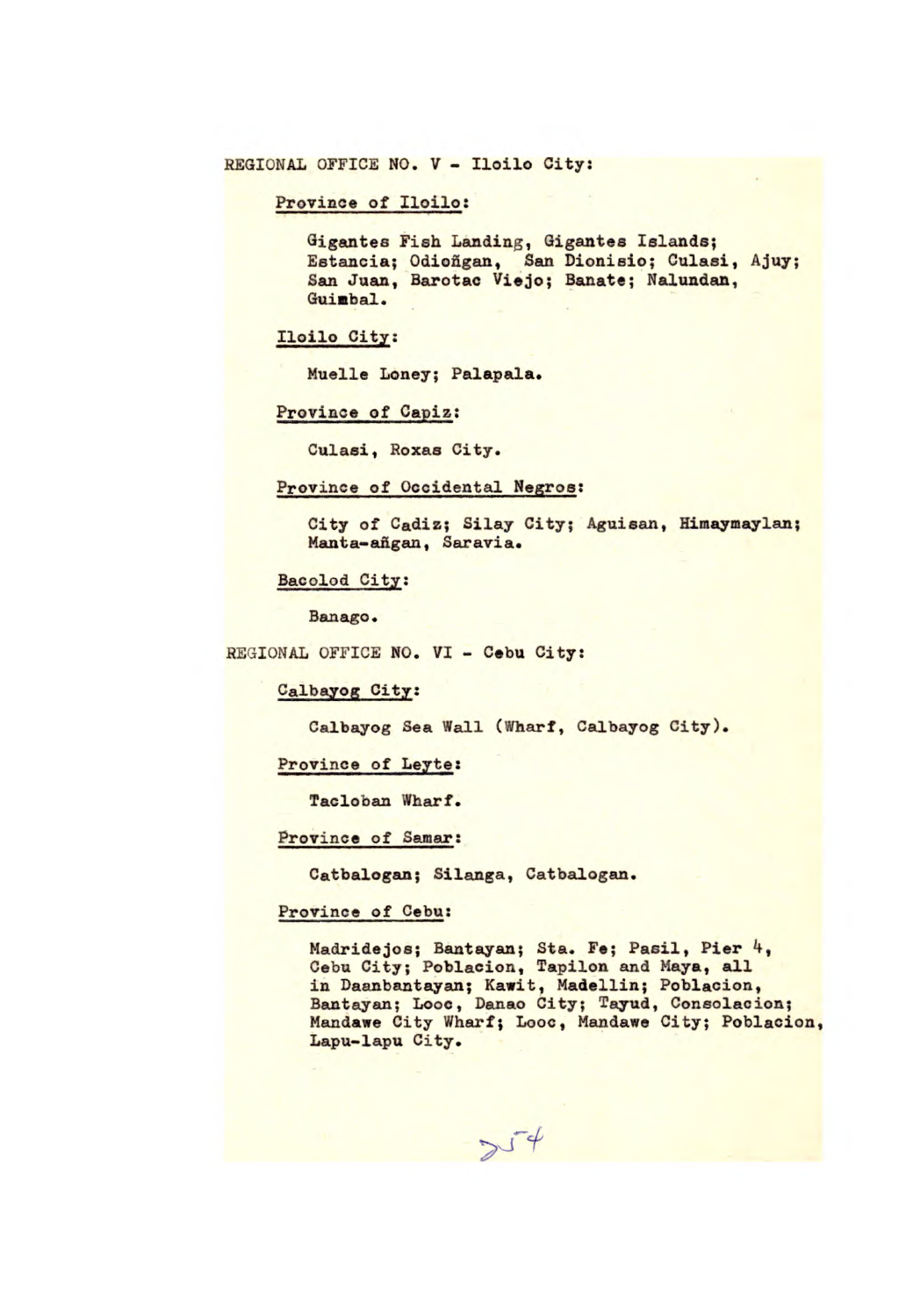REGIONAL OFFICE NO. V - Iloilo City:

Province of Iloilo:

Gigantes Fish Landing, Gigantes Islands; Estancia; Odioñgan, San Dionisio; Culasi, Ajuy; San Juan, Barotac Viejo; Banate; Nalundan, Guimbal.

Iloilo City:

Muelle Loney; Palapala.

Province of Capiz:

Culasi, Roxas City.

Province of Occidental Negros:

City of Cadiz; Silay City; Aguisan, Himaymaylan; Manta-añgan, Saravia.

Bacolod City:

Banago.

REGIONAL OFFICE NO. VI - Cebu City:

Calbayog City:

Calbayog Sea Wall (Wharf, Calbayog City).

Province of Leyte:

Tacloban Wharf.

Province of Samar:

Catbalogan; Silanga, Catbalogan.

Province of Cebu:

Madridejos; Bantayan; Sta. Fe; Pasil, Pier 4, Cebu City; Poblacion, Tapilon and Maya, all in Daanbantayan; Kawit, Madellin; Poblacion, Bantayan; Looc, Danao City; Tayud, Consolacion; Mandawe City Wharf; Looc, Mandawe City; Poblacion, Lapu-lapu City.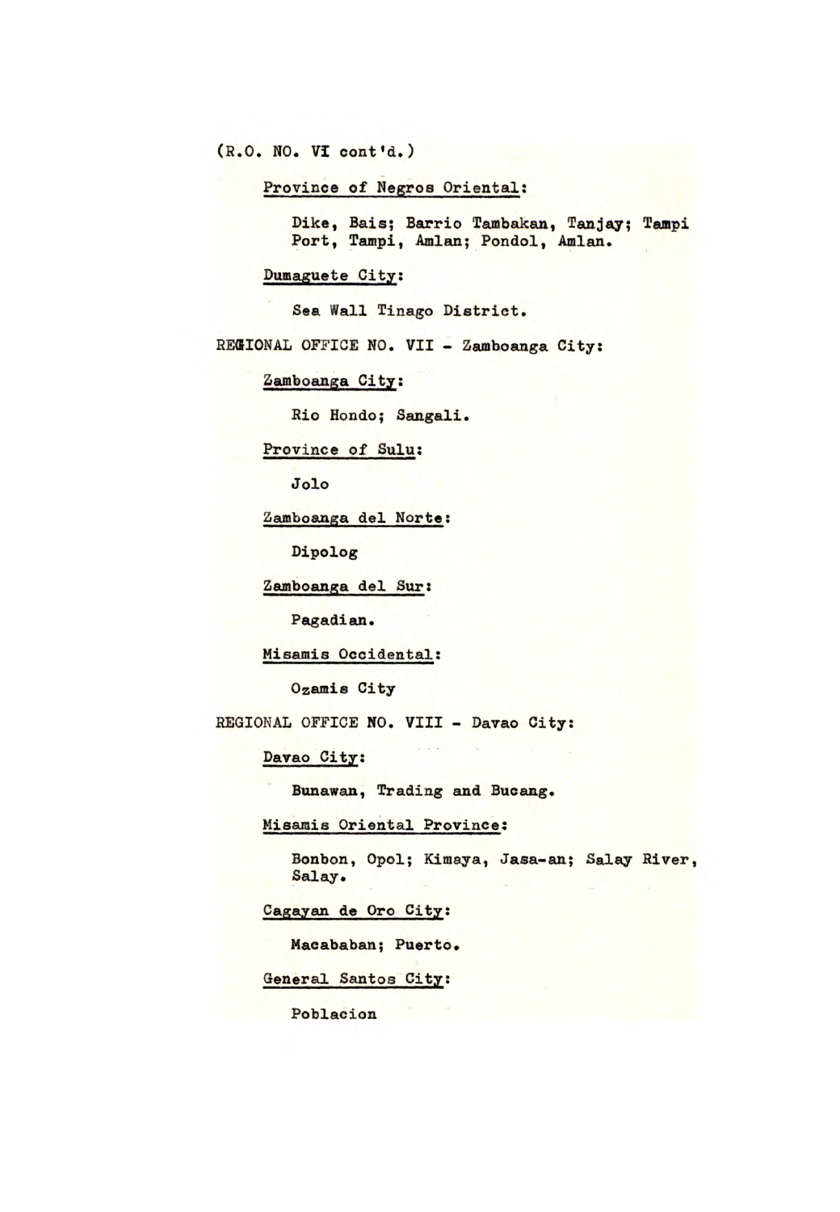(R.O. NO. VI cont'd.)

<u>Province of Negros Oriental</u>:

Dike, Bais; Barrio Tambakan, Tanjay; Tampi Port, Tampi, Amlan; Pondol, Amlan.

<u>Dumaguete City</u>:

Sea Wall Tinago District.

REGIONAL OFFICE NO. VII - Zamboanga City:

<u>Zamboanga City</u>:

Rio Hondo; Sangali.

<u>Province of Sulu</u>:

Jolo

<u>Zamboanga del Norte</u>:

Dipolog

<u>Zamboanga del Sur</u>:

Pagadian.

<u>Misamis Occidental</u>:

Ozamis City

REGIONAL OFFICE NO. VIII - Davao City:

<u>Davao City</u>:

Bunawan, Trading and Bucang.

<u>Misamis Oriental Province</u>:

Bonbon, Opol; Kimaya, Jasa-an; Salay River, Salay.

<u>Cagayan de Oro City</u>:

Macababan; Puerto.

<u>General Santos City</u>:

Poblacion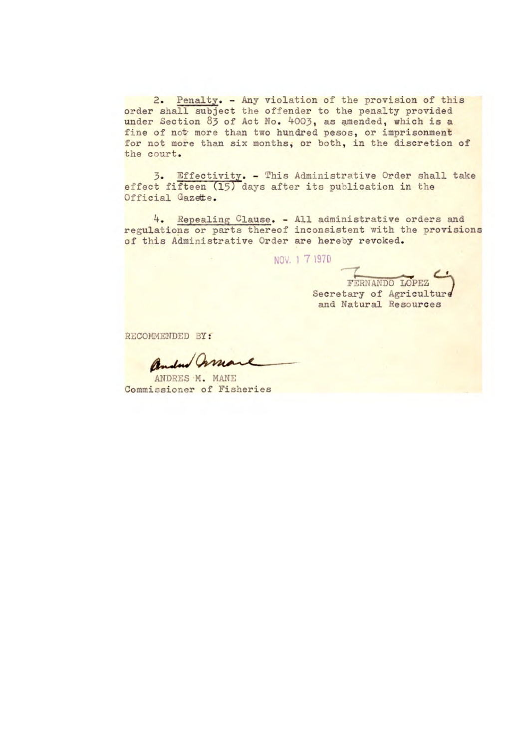2. Penalty. - Any violation of the provision of this order shall subject the offender to the penalty provided under Section 83 of Act No. 4003, as amended, which is a fine of not more than two hundred pesos, or imprisonment for not more than six months, or both, in the discretion of the court.

3. Effectivity. - This Administrative Order shall take effect fifteen (15) days after its publication in the Official Gazette.

4. Repealing Clause. - All administrative orders and regulations or parts thereof inconsistent with the provisions of this Administrative Order are hereby revoked.

NOV. 17 1970

FERNANDO LOPEZ
Secretary of Agriculture
and Natural Resources

RECOMMENDED BY:

ANDRES M. MANE
Commissioner of Fisheries